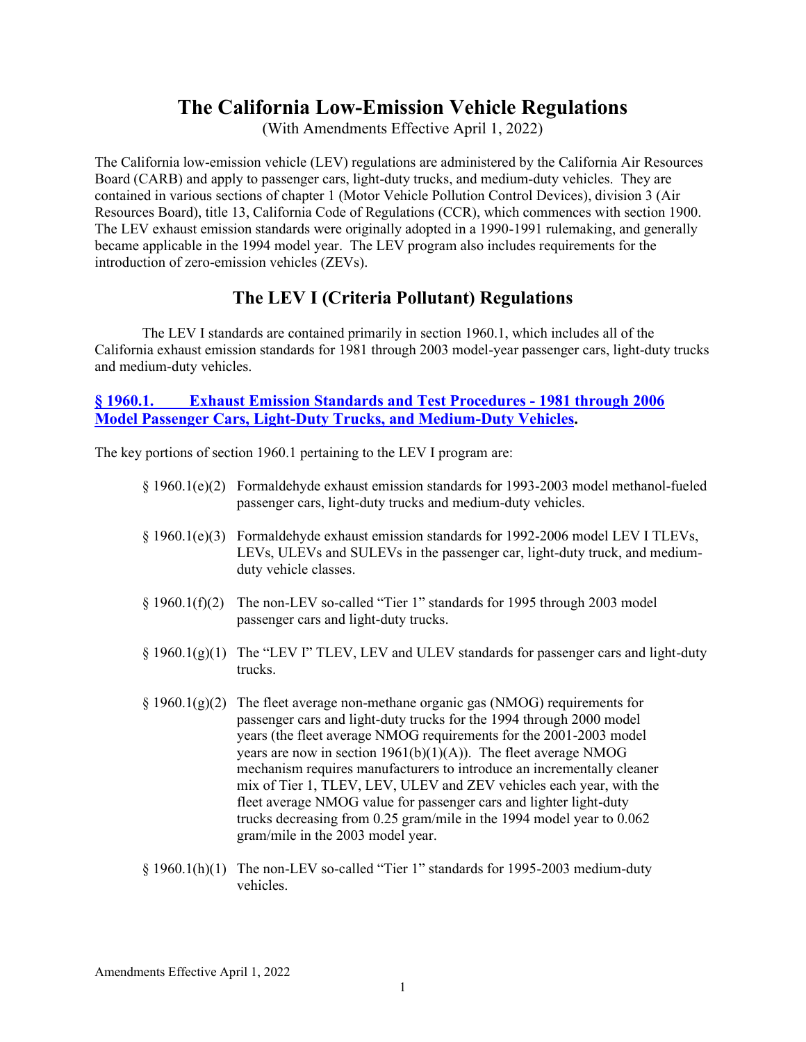# The California Low-Emission Vehicle Regulations

(With Amendments Effective April 1, 2022)

The California low-emission vehicle (LEV) regulations are administered by the California Air Resources Board (CARB) and apply to passenger cars, light-duty trucks, and medium-duty vehicles. They are contained in various sections of chapter 1 (Motor Vehicle Pollution Control Devices), division 3 (Air Resources Board), title 13, California Code of Regulations (CCR), which commences with section 1900. The LEV exhaust emission standards were originally adopted in a 1990-1991 rulemaking, and generally became applicable in the 1994 model year. The LEV program also includes requirements for the introduction of zero-emission vehicles (ZEVs).

## The LEV I (Criteria Pollutant) Regulations

The LEV I standards are contained primarily in section 1960.1, which includes all of the California exhaust emission standards for 1981 through 2003 model-year passenger cars, light-duty trucks and medium-duty vehicles.

### § 1960.1. Exhaust Emission Standards and Test Procedures - 1981 through 2006 Model Passenger Cars, Light-Duty Trucks, and Medium-Duty Vehicles.

The key portions of section 1960.1 pertaining to the LEV I program are:

- § 1960.1(e)(2) Formaldehyde exhaust emission standards for 1993-2003 model methanol-fueled passenger cars, light-duty trucks and medium-duty vehicles.
- § 1960.1(e)(3) Formaldehyde exhaust emission standards for 1992-2006 model LEV I TLEVs, LEVs, ULEVs and SULEVs in the passenger car, light-duty truck, and medium-duty vehicle classes.
- § 1960.1(f)(2) The non-LEV so-called "Tier 1" standards for 1995 through 2003 model passenger cars and light-duty trucks.
- § 1960.1(g)(1) The "LEV I" TLEV, LEV and ULEV standards for passenger cars and light-duty trucks.
- § 1960.1(g)(2) The fleet average non-methane organic gas (NMOG) requirements for passenger cars and light-duty trucks for the 1994 through 2000 model years (the fleet average NMOG requirements for the 2001-2003 model years are now in section 1961(b)(1)(A)). The fleet average NMOG mechanism requires manufacturers to introduce an incrementally cleaner mix of Tier 1, TLEV, LEV, ULEV and ZEV vehicles each year, with the fleet average NMOG value for passenger cars and lighter light-duty trucks decreasing from 0.25 gram/mile in the 1994 model year to 0.062 gram/mile in the 2003 model year.
- § 1960.1(h)(1) The non-LEV so-called "Tier 1" standards for 1995-2003 medium-duty vehicles.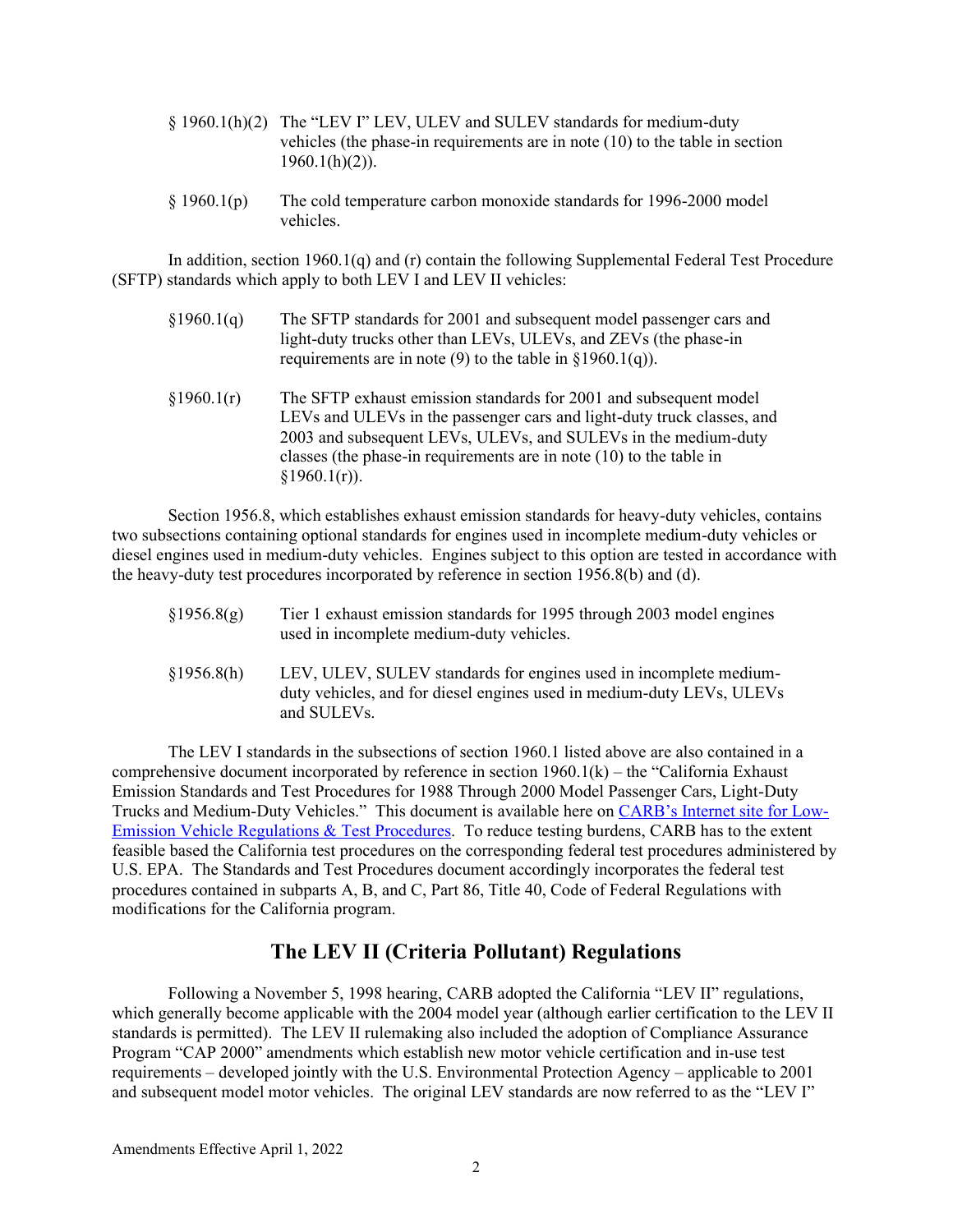§ 1960.1(h)(2) The "LEV I" LEV, ULEV and SULEV standards for medium-duty vehicles (the phase-in requirements are in note (10) to the table in section 1960.1(h)(2)).

§ 1960.1(p) The cold temperature carbon monoxide standards for 1996-2000 model vehicles.

In addition, section 1960.1(q) and (r) contain the following Supplemental Federal Test Procedure (SFTP) standards which apply to both LEV I and LEV II vehicles:

§1960.1(q) The SFTP standards for 2001 and subsequent model passenger cars and light-duty trucks other than LEVs, ULEVs, and ZEVs (the phase-in requirements are in note (9) to the table in §1960.1(q)).

§1960.1(r) The SFTP exhaust emission standards for 2001 and subsequent model LEVs and ULEVs in the passenger cars and light-duty truck classes, and 2003 and subsequent LEVs, ULEVs, and SULEVs in the medium-duty classes (the phase-in requirements are in note (10) to the table in §1960.1(r)).

Section 1956.8, which establishes exhaust emission standards for heavy-duty vehicles, contains two subsections containing optional standards for engines used in incomplete medium-duty vehicles or diesel engines used in medium-duty vehicles. Engines subject to this option are tested in accordance with the heavy-duty test procedures incorporated by reference in section 1956.8(b) and (d).

§1956.8(g) Tier 1 exhaust emission standards for 1995 through 2003 model engines used in incomplete medium-duty vehicles.

§1956.8(h) LEV, ULEV, SULEV standards for engines used in incomplete medium-duty vehicles, and for diesel engines used in medium-duty LEVs, ULEVs and SULEVs.

The LEV I standards in the subsections of section 1960.1 listed above are also contained in a comprehensive document incorporated by reference in section 1960.1(k) – the "California Exhaust Emission Standards and Test Procedures for 1988 Through 2000 Model Passenger Cars, Light-Duty Trucks and Medium-Duty Vehicles." This document is available here on CARB's Internet site for Low-Emission Vehicle Regulations & Test Procedures. To reduce testing burdens, CARB has to the extent feasible based the California test procedures on the corresponding federal test procedures administered by U.S. EPA. The Standards and Test Procedures document accordingly incorporates the federal test procedures contained in subparts A, B, and C, Part 86, Title 40, Code of Federal Regulations with modifications for the California program.

## The LEV II (Criteria Pollutant) Regulations

Following a November 5, 1998 hearing, CARB adopted the California "LEV II" regulations, which generally become applicable with the 2004 model year (although earlier certification to the LEV II standards is permitted). The LEV II rulemaking also included the adoption of Compliance Assurance Program "CAP 2000" amendments which establish new motor vehicle certification and in-use test requirements – developed jointly with the U.S. Environmental Protection Agency – applicable to 2001 and subsequent model motor vehicles. The original LEV standards are now referred to as the "LEV I"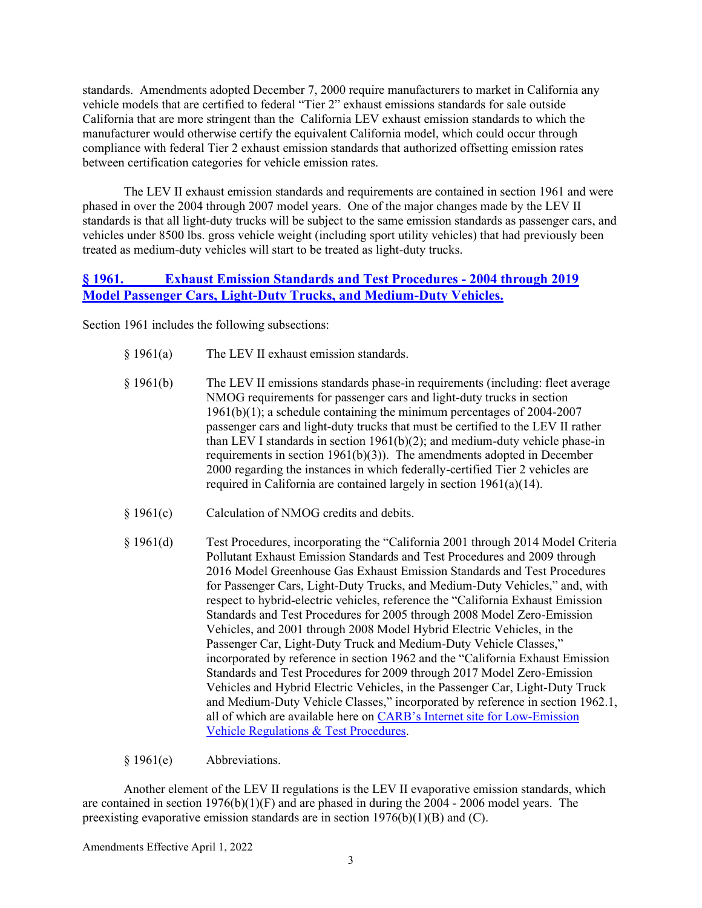standards. Amendments adopted December 7, 2000 require manufacturers to market in California any vehicle models that are certified to federal "Tier 2" exhaust emissions standards for sale outside California that are more stringent than the California LEV exhaust emission standards to which the manufacturer would otherwise certify the equivalent California model, which could occur through compliance with federal Tier 2 exhaust emission standards that authorized offsetting emission rates between certification categories for vehicle emission rates.

The LEV II exhaust emission standards and requirements are contained in section 1961 and were phased in over the 2004 through 2007 model years. One of the major changes made by the LEV II standards is that all light-duty trucks will be subject to the same emission standards as passenger cars, and vehicles under 8500 lbs. gross vehicle weight (including sport utility vehicles) that had previously been treated as medium-duty vehicles will start to be treated as light-duty trucks.

## § 1961. Exhaust Emission Standards and Test Procedures - 2004 through 2019 Model Passenger Cars, Light-Duty Trucks, and Medium-Duty Vehicles.

Section 1961 includes the following subsections:

- § 1961(a) The LEV II exhaust emission standards.
- § 1961(b) The LEV II emissions standards phase-in requirements (including: fleet average NMOG requirements for passenger cars and light-duty trucks in section 1961(b)(1); a schedule containing the minimum percentages of 2004-2007 passenger cars and light-duty trucks that must be certified to the LEV II rather than LEV I standards in section 1961(b)(2); and medium-duty vehicle phase-in requirements in section 1961(b)(3)). The amendments adopted in December 2000 regarding the instances in which federally-certified Tier 2 vehicles are required in California are contained largely in section 1961(a)(14).
- § 1961(c) Calculation of NMOG credits and debits.
- § 1961(d) Test Procedures, incorporating the "California 2001 through 2014 Model Criteria Pollutant Exhaust Emission Standards and Test Procedures and 2009 through 2016 Model Greenhouse Gas Exhaust Emission Standards and Test Procedures for Passenger Cars, Light-Duty Trucks, and Medium-Duty Vehicles," and, with respect to hybrid-electric vehicles, reference the "California Exhaust Emission Standards and Test Procedures for 2005 through 2008 Model Zero-Emission Vehicles, and 2001 through 2008 Model Hybrid Electric Vehicles, in the Passenger Car, Light-Duty Truck and Medium-Duty Vehicle Classes," incorporated by reference in section 1962 and the "California Exhaust Emission Standards and Test Procedures for 2009 through 2017 Model Zero-Emission Vehicles and Hybrid Electric Vehicles, in the Passenger Car, Light-Duty Truck and Medium-Duty Vehicle Classes," incorporated by reference in section 1962.1, all of which are available here on [CARB's Internet site for Low-Emission Vehicle Regulations & Test Procedures](#).
- § 1961(e) Abbreviations.

Another element of the LEV II regulations is the LEV II evaporative emission standards, which are contained in section 1976(b)(1)(F) and are phased in during the 2004 - 2006 model years. The preexisting evaporative emission standards are in section 1976(b)(1)(B) and (C).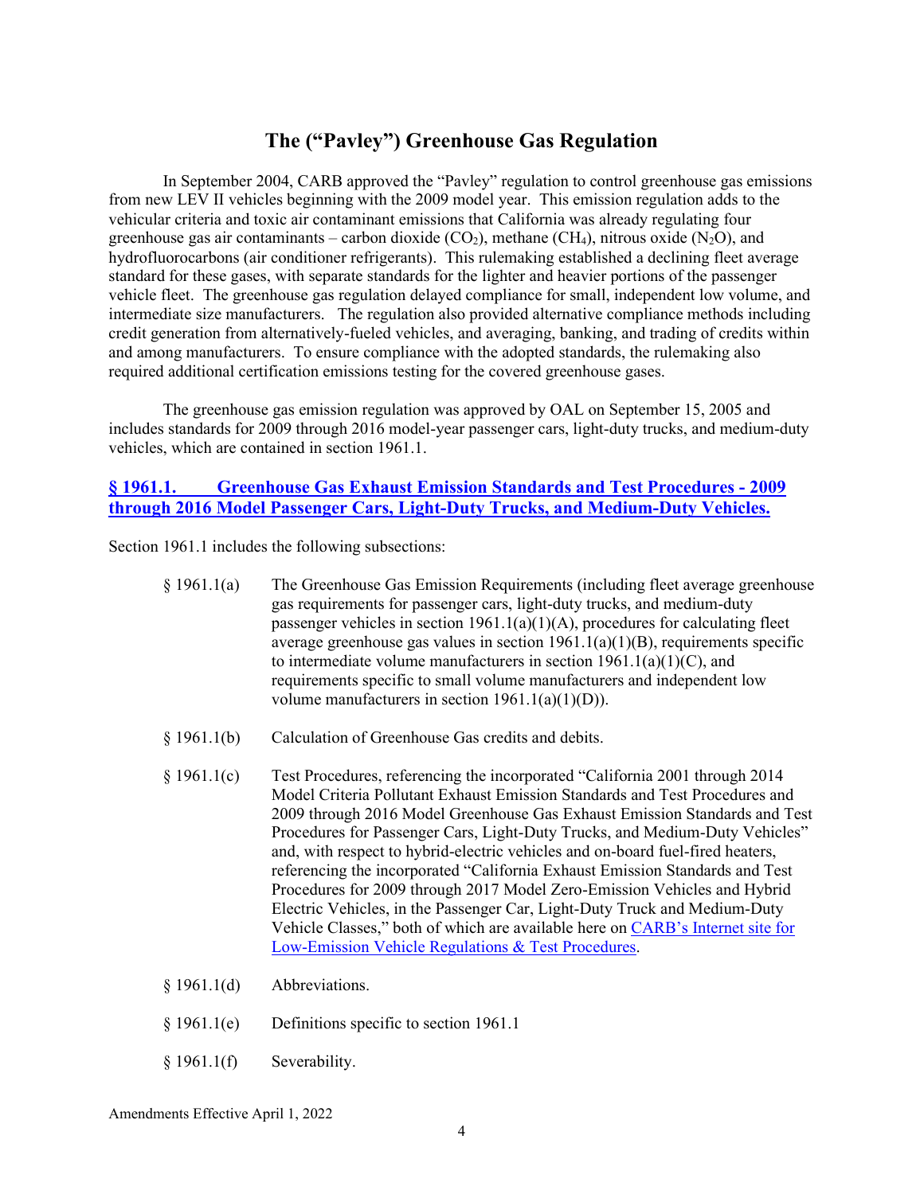## The ("Pavley") Greenhouse Gas Regulation

In September 2004, CARB approved the "Pavley" regulation to control greenhouse gas emissions from new LEV II vehicles beginning with the 2009 model year. This emission regulation adds to the vehicular criteria and toxic air contaminant emissions that California was already regulating four greenhouse gas air contaminants – carbon dioxide ($CO_2$), methane ($CH_4$), nitrous oxide ($N_2O$), and hydrofluorocarbons (air conditioner refrigerants). This rulemaking established a declining fleet average standard for these gases, with separate standards for the lighter and heavier portions of the passenger vehicle fleet. The greenhouse gas regulation delayed compliance for small, independent low volume, and intermediate size manufacturers. The regulation also provided alternative compliance methods including credit generation from alternatively-fueled vehicles, and averaging, banking, and trading of credits within and among manufacturers. To ensure compliance with the adopted standards, the rulemaking also required additional certification emissions testing for the covered greenhouse gases.

The greenhouse gas emission regulation was approved by OAL on September 15, 2005 and includes standards for 2009 through 2016 model-year passenger cars, light-duty trucks, and medium-duty vehicles, which are contained in section 1961.1.

### § 1961.1. Greenhouse Gas Exhaust Emission Standards and Test Procedures - 2009 through 2016 Model Passenger Cars, Light-Duty Trucks, and Medium-Duty Vehicles.

Section 1961.1 includes the following subsections:

- § 1961.1(a) The Greenhouse Gas Emission Requirements (including fleet average greenhouse gas requirements for passenger cars, light-duty trucks, and medium-duty passenger vehicles in section 1961.1(a)(1)(A), procedures for calculating fleet average greenhouse gas values in section 1961.1(a)(1)(B), requirements specific to intermediate volume manufacturers in section 1961.1(a)(1)(C), and requirements specific to small volume manufacturers and independent low volume manufacturers in section 1961.1(a)(1)(D)).

- § 1961.1(b) Calculation of Greenhouse Gas credits and debits.

- § 1961.1(c) Test Procedures, referencing the incorporated "California 2001 through 2014 Model Criteria Pollutant Exhaust Emission Standards and Test Procedures and 2009 through 2016 Model Greenhouse Gas Exhaust Emission Standards and Test Procedures for Passenger Cars, Light-Duty Trucks, and Medium-Duty Vehicles" and, with respect to hybrid-electric vehicles and on-board fuel-fired heaters, referencing the incorporated "California Exhaust Emission Standards and Test Procedures for 2009 through 2017 Model Zero-Emission Vehicles and Hybrid Electric Vehicles, in the Passenger Car, Light-Duty Truck and Medium-Duty Vehicle Classes," both of which are available here on CARB's Internet site for Low-Emission Vehicle Regulations & Test Procedures.

- § 1961.1(d) Abbreviations.

- § 1961.1(e) Definitions specific to section 1961.1

- § 1961.1(f) Severability.

Amendments Effective April 1, 2022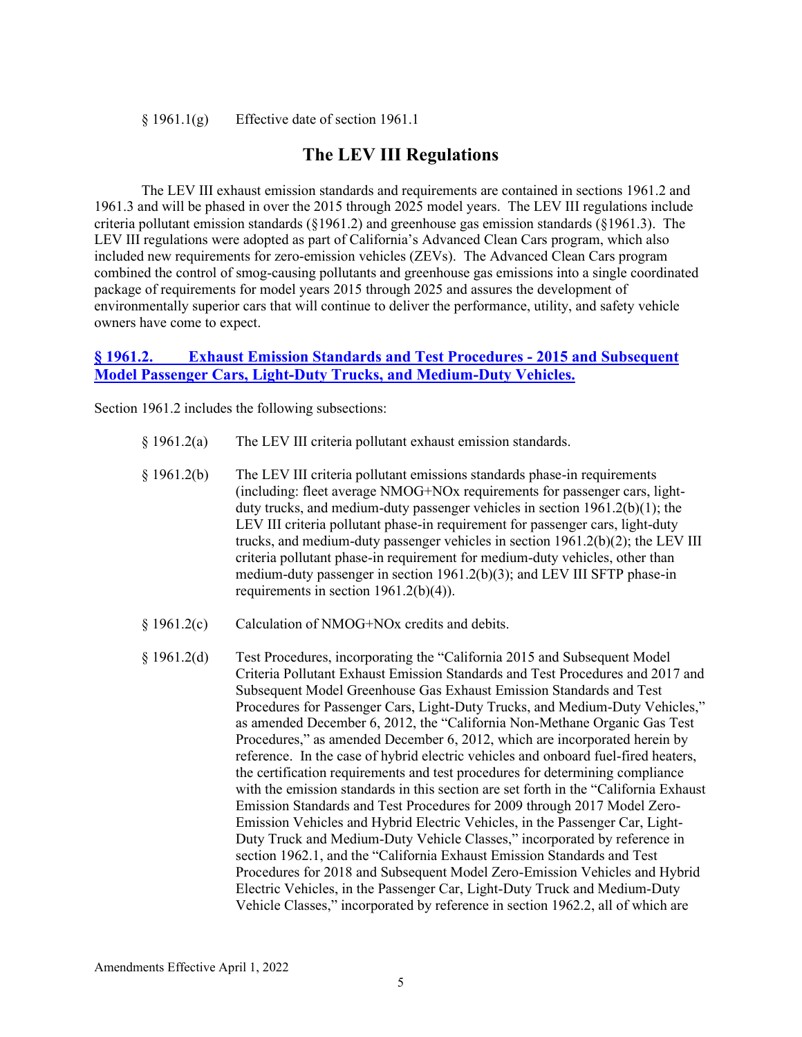§ 1961.1(g)  Effective date of section 1961.1

## The LEV III Regulations

The LEV III exhaust emission standards and requirements are contained in sections 1961.2 and 1961.3 and will be phased in over the 2015 through 2025 model years. The LEV III regulations include criteria pollutant emission standards (§1961.2) and greenhouse gas emission standards (§1961.3). The LEV III regulations were adopted as part of California's Advanced Clean Cars program, which also included new requirements for zero-emission vehicles (ZEVs). The Advanced Clean Cars program combined the control of smog-causing pollutants and greenhouse gas emissions into a single coordinated package of requirements for model years 2015 through 2025 and assures the development of environmentally superior cars that will continue to deliver the performance, utility, and safety vehicle owners have come to expect.

### § 1961.2. Exhaust Emission Standards and Test Procedures - 2015 and Subsequent Model Passenger Cars, Light-Duty Trucks, and Medium-Duty Vehicles.

Section 1961.2 includes the following subsections:

§ 1961.2(a)  The LEV III criteria pollutant exhaust emission standards.

§ 1961.2(b)  The LEV III criteria pollutant emissions standards phase-in requirements (including: fleet average NMOG+NOx requirements for passenger cars, light-duty trucks, and medium-duty passenger vehicles in section 1961.2(b)(1); the LEV III criteria pollutant phase-in requirement for passenger cars, light-duty trucks, and medium-duty passenger vehicles in section 1961.2(b)(2); the LEV III criteria pollutant phase-in requirement for medium-duty vehicles, other than medium-duty passenger in section 1961.2(b)(3); and LEV III SFTP phase-in requirements in section 1961.2(b)(4)).

§ 1961.2(c)  Calculation of NMOG+NOx credits and debits.

§ 1961.2(d)  Test Procedures, incorporating the "California 2015 and Subsequent Model Criteria Pollutant Exhaust Emission Standards and Test Procedures and 2017 and Subsequent Model Greenhouse Gas Exhaust Emission Standards and Test Procedures for Passenger Cars, Light-Duty Trucks, and Medium-Duty Vehicles," as amended December 6, 2012, the "California Non-Methane Organic Gas Test Procedures," as amended December 6, 2012, which are incorporated herein by reference. In the case of hybrid electric vehicles and onboard fuel-fired heaters, the certification requirements and test procedures for determining compliance with the emission standards in this section are set forth in the "California Exhaust Emission Standards and Test Procedures for 2009 through 2017 Model Zero-Emission Vehicles and Hybrid Electric Vehicles, in the Passenger Car, Light-Duty Truck and Medium-Duty Vehicle Classes," incorporated by reference in section 1962.1, and the "California Exhaust Emission Standards and Test Procedures for 2018 and Subsequent Model Zero-Emission Vehicles and Hybrid Electric Vehicles, in the Passenger Car, Light-Duty Truck and Medium-Duty Vehicle Classes," incorporated by reference in section 1962.2, all of which are

Amendments Effective April 1, 2022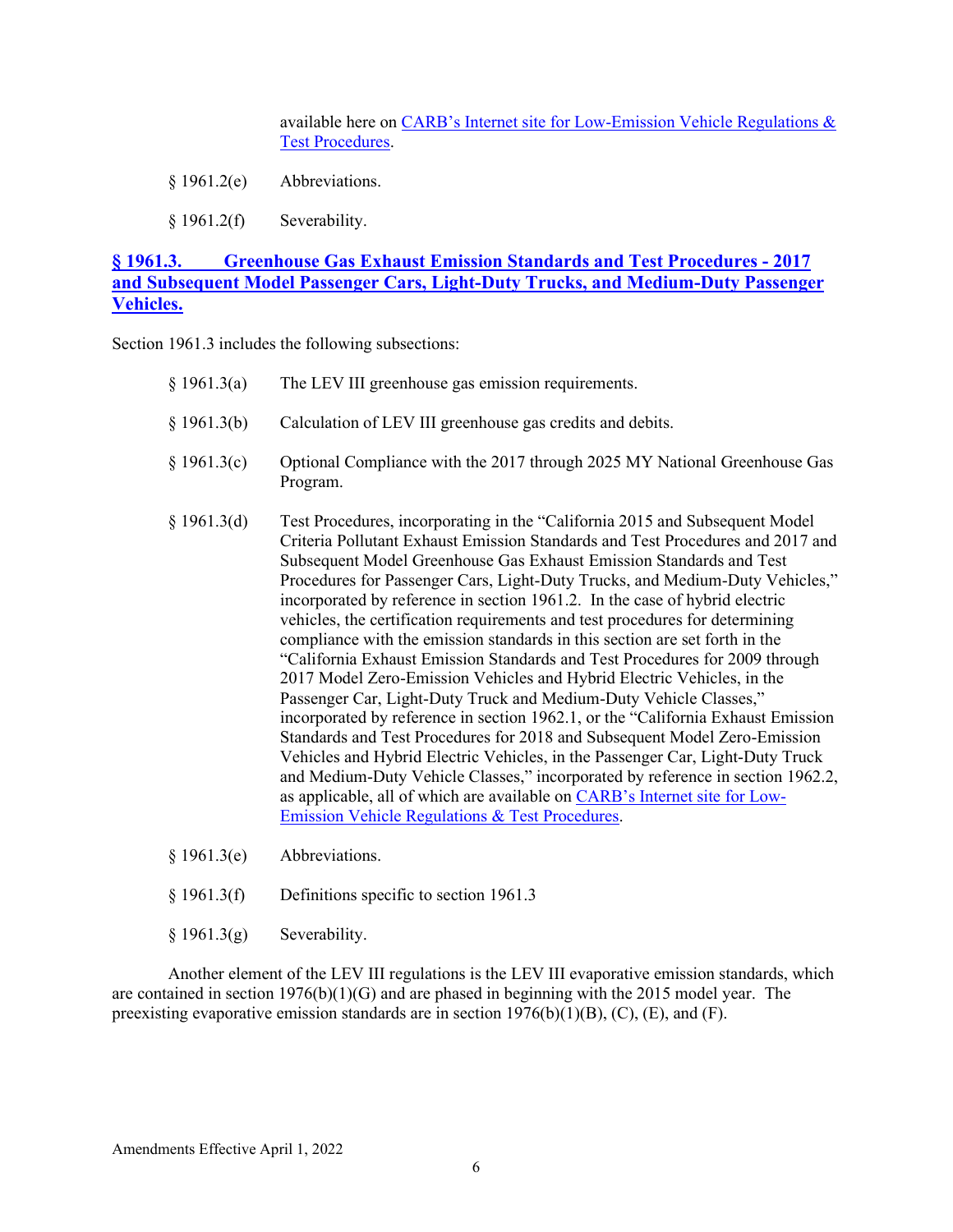available here on CARB's Internet site for Low-Emission Vehicle Regulations & Test Procedures.

§ 1961.2(e) Abbreviations.

§ 1961.2(f) Severability.

## § 1961.3. Greenhouse Gas Exhaust Emission Standards and Test Procedures - 2017 and Subsequent Model Passenger Cars, Light-Duty Trucks, and Medium-Duty Passenger Vehicles.

Section 1961.3 includes the following subsections:

§ 1961.3(a) The LEV III greenhouse gas emission requirements.

§ 1961.3(b) Calculation of LEV III greenhouse gas credits and debits.

§ 1961.3(c) Optional Compliance with the 2017 through 2025 MY National Greenhouse Gas Program.

§ 1961.3(d) Test Procedures, incorporating in the "California 2015 and Subsequent Model Criteria Pollutant Exhaust Emission Standards and Test Procedures and 2017 and Subsequent Model Greenhouse Gas Exhaust Emission Standards and Test Procedures for Passenger Cars, Light-Duty Trucks, and Medium-Duty Vehicles," incorporated by reference in section 1961.2. In the case of hybrid electric vehicles, the certification requirements and test procedures for determining compliance with the emission standards in this section are set forth in the "California Exhaust Emission Standards and Test Procedures for 2009 through 2017 Model Zero-Emission Vehicles and Hybrid Electric Vehicles, in the Passenger Car, Light-Duty Truck and Medium-Duty Vehicle Classes," incorporated by reference in section 1962.1, or the "California Exhaust Emission Standards and Test Procedures for 2018 and Subsequent Model Zero-Emission Vehicles and Hybrid Electric Vehicles, in the Passenger Car, Light-Duty Truck and Medium-Duty Vehicle Classes," incorporated by reference in section 1962.2, as applicable, all of which are available on CARB's Internet site for Low-Emission Vehicle Regulations & Test Procedures.

§ 1961.3(e) Abbreviations.

§ 1961.3(f) Definitions specific to section 1961.3

§ 1961.3(g) Severability.

Another element of the LEV III regulations is the LEV III evaporative emission standards, which are contained in section 1976(b)(1)(G) and are phased in beginning with the 2015 model year. The preexisting evaporative emission standards are in section 1976(b)(1)(B), (C), (E), and (F).

Amendments Effective April 1, 2022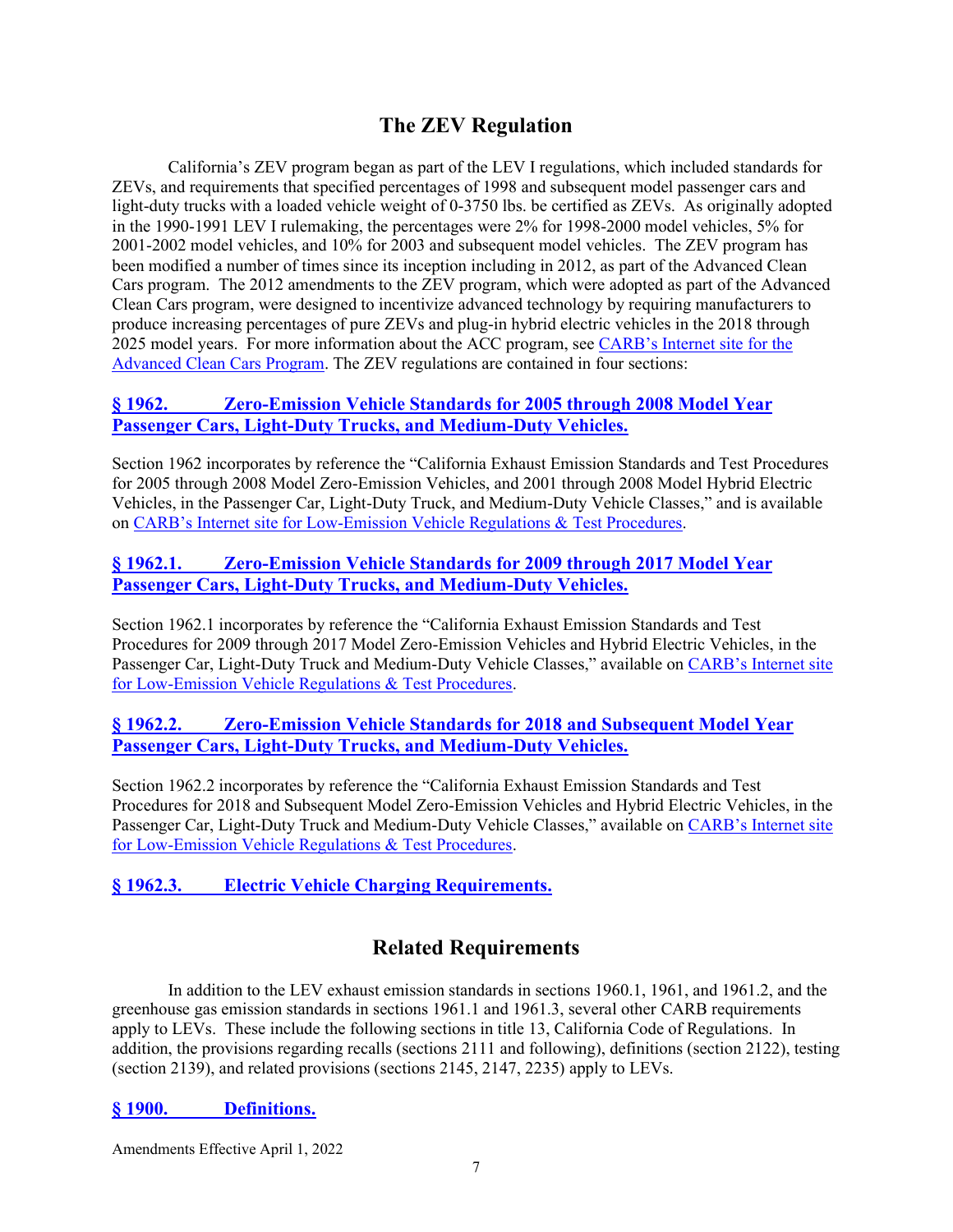## The ZEV Regulation

California's ZEV program began as part of the LEV I regulations, which included standards for ZEVs, and requirements that specified percentages of 1998 and subsequent model passenger cars and light-duty trucks with a loaded vehicle weight of 0-3750 lbs. be certified as ZEVs. As originally adopted in the 1990-1991 LEV I rulemaking, the percentages were 2% for 1998-2000 model vehicles, 5% for 2001-2002 model vehicles, and 10% for 2003 and subsequent model vehicles. The ZEV program has been modified a number of times since its inception including in 2012, as part of the Advanced Clean Cars program. The 2012 amendments to the ZEV program, which were adopted as part of the Advanced Clean Cars program, were designed to incentivize advanced technology by requiring manufacturers to produce increasing percentages of pure ZEVs and plug-in hybrid electric vehicles in the 2018 through 2025 model years. For more information about the ACC program, see CARB's Internet site for the Advanced Clean Cars Program. The ZEV regulations are contained in four sections:

### § 1962. Zero-Emission Vehicle Standards for 2005 through 2008 Model Year Passenger Cars, Light-Duty Trucks, and Medium-Duty Vehicles.

Section 1962 incorporates by reference the "California Exhaust Emission Standards and Test Procedures for 2005 through 2008 Model Zero-Emission Vehicles, and 2001 through 2008 Model Hybrid Electric Vehicles, in the Passenger Car, Light-Duty Truck, and Medium-Duty Vehicle Classes," and is available on CARB's Internet site for Low-Emission Vehicle Regulations & Test Procedures.

### § 1962.1. Zero-Emission Vehicle Standards for 2009 through 2017 Model Year Passenger Cars, Light-Duty Trucks, and Medium-Duty Vehicles.

Section 1962.1 incorporates by reference the "California Exhaust Emission Standards and Test Procedures for 2009 through 2017 Model Zero-Emission Vehicles and Hybrid Electric Vehicles, in the Passenger Car, Light-Duty Truck and Medium-Duty Vehicle Classes," available on CARB's Internet site for Low-Emission Vehicle Regulations & Test Procedures.

### § 1962.2. Zero-Emission Vehicle Standards for 2018 and Subsequent Model Year Passenger Cars, Light-Duty Trucks, and Medium-Duty Vehicles.

Section 1962.2 incorporates by reference the "California Exhaust Emission Standards and Test Procedures for 2018 and Subsequent Model Zero-Emission Vehicles and Hybrid Electric Vehicles, in the Passenger Car, Light-Duty Truck and Medium-Duty Vehicle Classes," available on CARB's Internet site for Low-Emission Vehicle Regulations & Test Procedures.

### § 1962.3. Electric Vehicle Charging Requirements.

## Related Requirements

In addition to the LEV exhaust emission standards in sections 1960.1, 1961, and 1961.2, and the greenhouse gas emission standards in sections 1961.1 and 1961.3, several other CARB requirements apply to LEVs. These include the following sections in title 13, California Code of Regulations. In addition, the provisions regarding recalls (sections 2111 and following), definitions (section 2122), testing (section 2139), and related provisions (sections 2145, 2147, 2235) apply to LEVs.

### § 1900. Definitions.

Amendments Effective April 1, 2022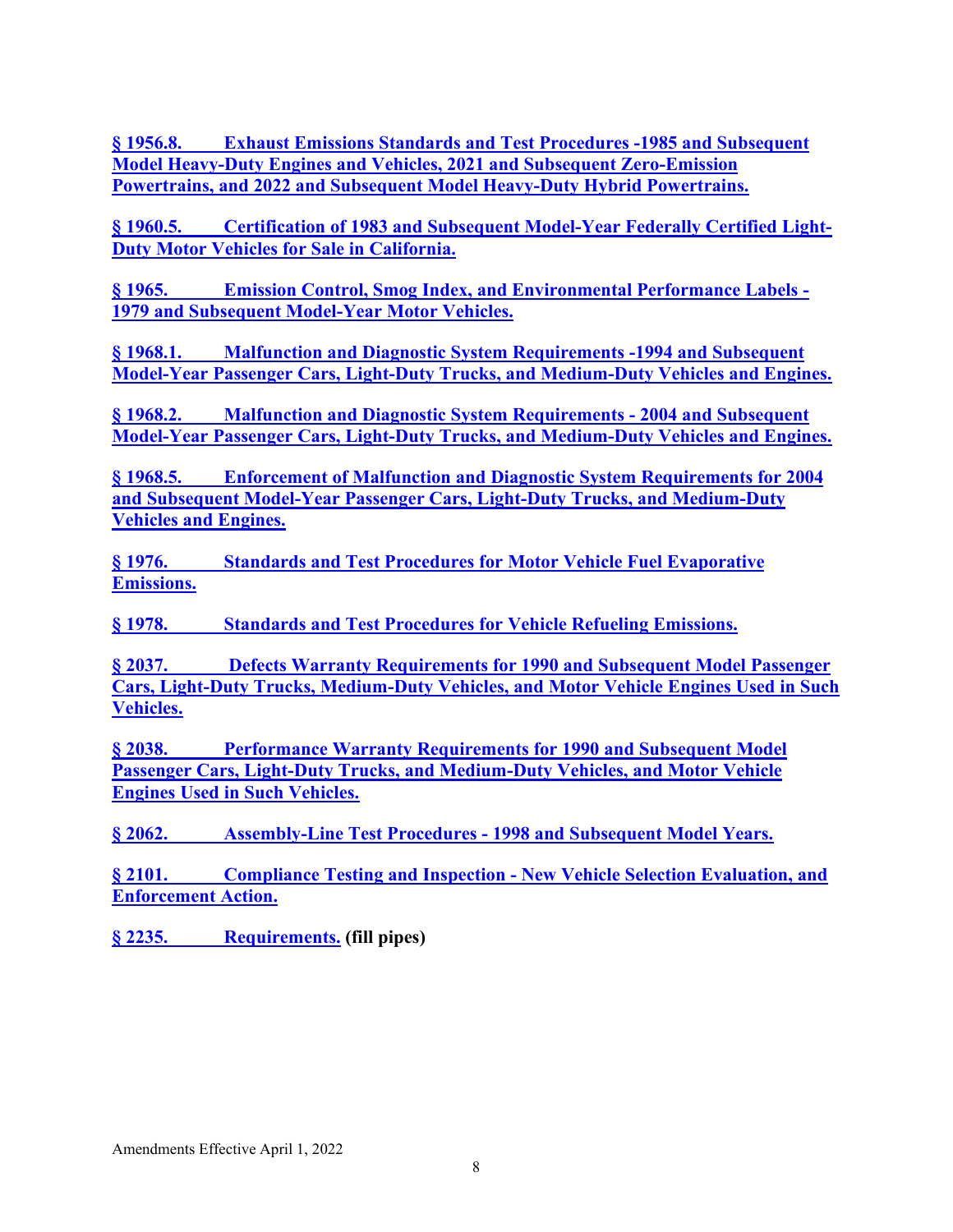**§ 1956.8. Exhaust Emissions Standards and Test Procedures -1985 and Subsequent Model Heavy-Duty Engines and Vehicles, 2021 and Subsequent Zero-Emission Powertrains, and 2022 and Subsequent Model Heavy-Duty Hybrid Powertrains.**

**§ 1960.5. Certification of 1983 and Subsequent Model-Year Federally Certified Light-Duty Motor Vehicles for Sale in California.**

**§ 1965. Emission Control, Smog Index, and Environmental Performance Labels - 1979 and Subsequent Model-Year Motor Vehicles.**

**§ 1968.1. Malfunction and Diagnostic System Requirements -1994 and Subsequent Model-Year Passenger Cars, Light-Duty Trucks, and Medium-Duty Vehicles and Engines.**

**§ 1968.2. Malfunction and Diagnostic System Requirements - 2004 and Subsequent Model-Year Passenger Cars, Light-Duty Trucks, and Medium-Duty Vehicles and Engines.**

**§ 1968.5. Enforcement of Malfunction and Diagnostic System Requirements for 2004 and Subsequent Model-Year Passenger Cars, Light-Duty Trucks, and Medium-Duty Vehicles and Engines.**

**§ 1976. Standards and Test Procedures for Motor Vehicle Fuel Evaporative Emissions.**

**§ 1978. Standards and Test Procedures for Vehicle Refueling Emissions.**

**§ 2037. Defects Warranty Requirements for 1990 and Subsequent Model Passenger Cars, Light-Duty Trucks, Medium-Duty Vehicles, and Motor Vehicle Engines Used in Such Vehicles.**

**§ 2038. Performance Warranty Requirements for 1990 and Subsequent Model Passenger Cars, Light-Duty Trucks, and Medium-Duty Vehicles, and Motor Vehicle Engines Used in Such Vehicles.**

**§ 2062. Assembly-Line Test Procedures - 1998 and Subsequent Model Years.**

**§ 2101. Compliance Testing and Inspection - New Vehicle Selection Evaluation, and Enforcement Action.**

**§ 2235. Requirements. (fill pipes)**

Amendments Effective April 1, 2022